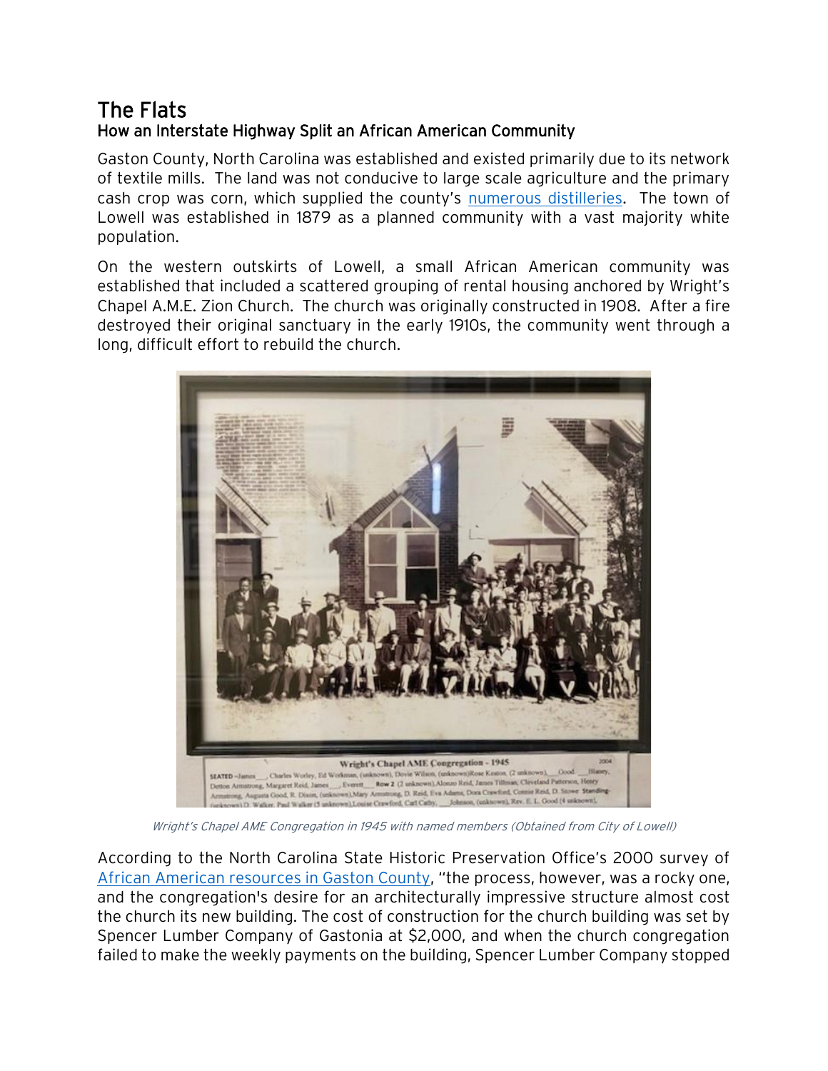# The Flats

## How an Interstate Highway Split an African American Community

Gaston County, North Carolina was established and existed primarily due to its network of textile mills. The land was not conducive to large scale agriculture and the primary cash crop was corn, which supplied the county's numerous distilleries. The town of Lowell was established in 1879 as a planned community with a vast majority white population.

On the western outskirts of Lowell, a small African American community was established that included a scattered grouping of rental housing anchored by Wright's Chapel A.M.E. Zion Church. The church was originally constructed in 1908. After a fire destroyed their original sanctuary in the early 1910s, the community went through a long, difficult effort to rebuild the church.

*Wright's Chapel AME Congregation in 1945 with named members (Obtained from City of Lowell)*

According to the North Carolina State Historic Preservation Office's 2000 survey of African American resources in Gaston County, "the process, however, was a rocky one, and the congregation's desire for an architecturally impressive structure almost cost the church its new building. The cost of construction for the church building was set by Spencer Lumber Company of Gastonia at $2,000, and when the church congregation failed to make the weekly payments on the building, Spencer Lumber Company stopped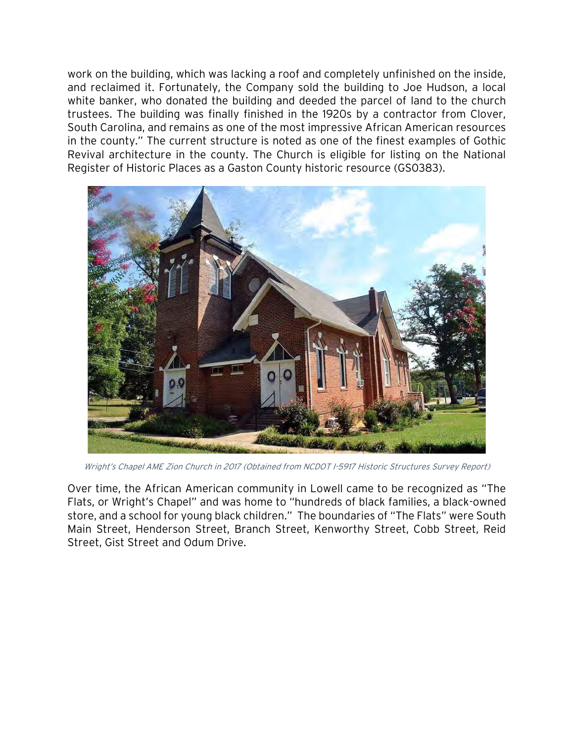work on the building, which was lacking a roof and completely unfinished on the inside, and reclaimed it. Fortunately, the Company sold the building to Joe Hudson, a local white banker, who donated the building and deeded the parcel of land to the church trustees. The building was finally finished in the 1920s by a contractor from Clover, South Carolina, and remains as one of the most impressive African American resources in the county." The current structure is noted as one of the finest examples of Gothic Revival architecture in the county. The Church is eligible for listing on the National Register of Historic Places as a Gaston County historic resource (GS0383).

*Wright's Chapel AME Zion Church in 2017 (Obtained from NCDOT I-5917 Historic Structures Survey Report)*

Over time, the African American community in Lowell came to be recognized as "The Flats, or Wright's Chapel" and was home to "hundreds of black families, a black-owned store, and a school for young black children." The boundaries of "The Flats" were South Main Street, Henderson Street, Branch Street, Kenworthy Street, Cobb Street, Reid Street, Gist Street and Odum Drive.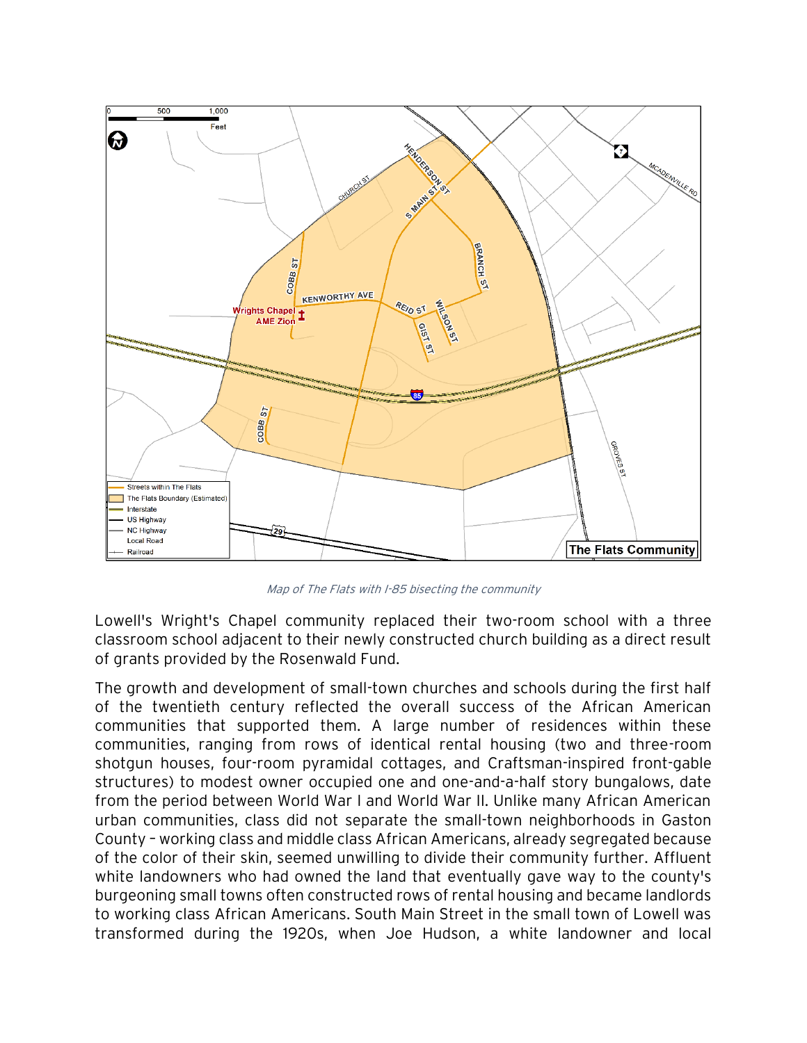*Map of The Flats with I-85 bisecting the community*

Lowell's Wright's Chapel community replaced their two-room school with a three classroom school adjacent to their newly constructed church building as a direct result of grants provided by the Rosenwald Fund.

The growth and development of small-town churches and schools during the first half of the twentieth century reflected the overall success of the African American communities that supported them. A large number of residences within these communities, ranging from rows of identical rental housing (two and three-room shotgun houses, four-room pyramidal cottages, and Craftsman-inspired front-gable structures) to modest owner occupied one and one-and-a-half story bungalows, date from the period between World War I and World War II. Unlike many African American urban communities, class did not separate the small-town neighborhoods in Gaston County – working class and middle class African Americans, already segregated because of the color of their skin, seemed unwilling to divide their community further. Affluent white landowners who had owned the land that eventually gave way to the county's burgeoning small towns often constructed rows of rental housing and became landlords to working class African Americans. South Main Street in the small town of Lowell was transformed during the 1920s, when Joe Hudson, a white landowner and local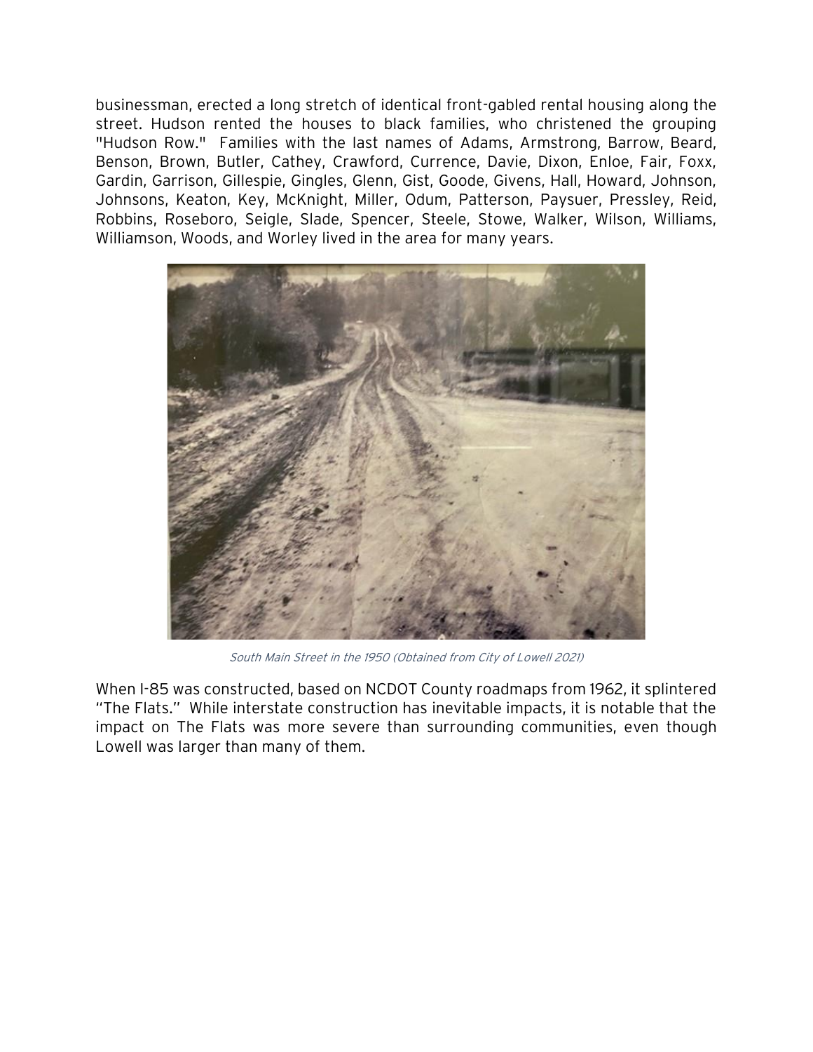businessman, erected a long stretch of identical front-gabled rental housing along the street. Hudson rented the houses to black families, who christened the grouping "Hudson Row." Families with the last names of Adams, Armstrong, Barrow, Beard, Benson, Brown, Butler, Cathey, Crawford, Currence, Davie, Dixon, Enloe, Fair, Foxx, Gardin, Garrison, Gillespie, Gingles, Glenn, Gist, Goode, Givens, Hall, Howard, Johnson, Johnsons, Keaton, Key, McKnight, Miller, Odum, Patterson, Paysuer, Pressley, Reid, Robbins, Roseboro, Seigle, Slade, Spencer, Steele, Stowe, Walker, Wilson, Williams, Williamson, Woods, and Worley lived in the area for many years.

*South Main Street in the 1950 (Obtained from City of Lowell 2021)*

When I-85 was constructed, based on NCDOT County roadmaps from 1962, it splintered "The Flats." While interstate construction has inevitable impacts, it is notable that the impact on The Flats was more severe than surrounding communities, even though Lowell was larger than many of them.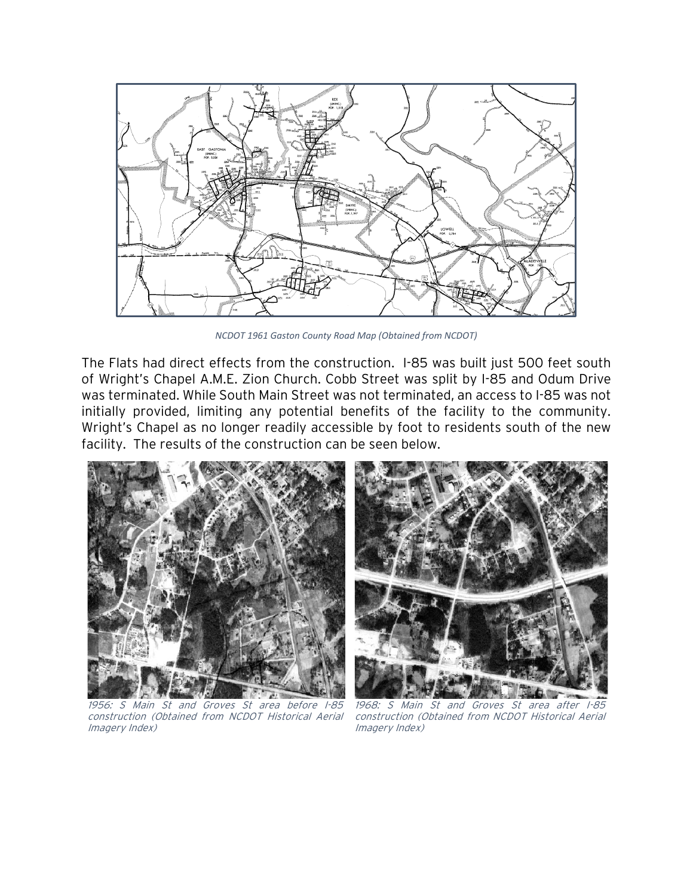*NCDOT 1961 Gaston County Road Map (Obtained from NCDOT)*

The Flats had direct effects from the construction. I-85 was built just 500 feet south of Wright's Chapel A.M.E. Zion Church. Cobb Street was split by I-85 and Odum Drive was terminated. While South Main Street was not terminated, an access to I-85 was not initially provided, limiting any potential benefits of the facility to the community. Wright's Chapel as no longer readily accessible by foot to residents south of the new facility. The results of the construction can be seen below.

*1956: S Main St and Groves St area before I-85 construction (Obtained from NCDOT Historical Aerial Imagery Index)*

*1968: S Main St and Groves St area after I-85 construction (Obtained from NCDOT Historical Aerial Imagery Index)*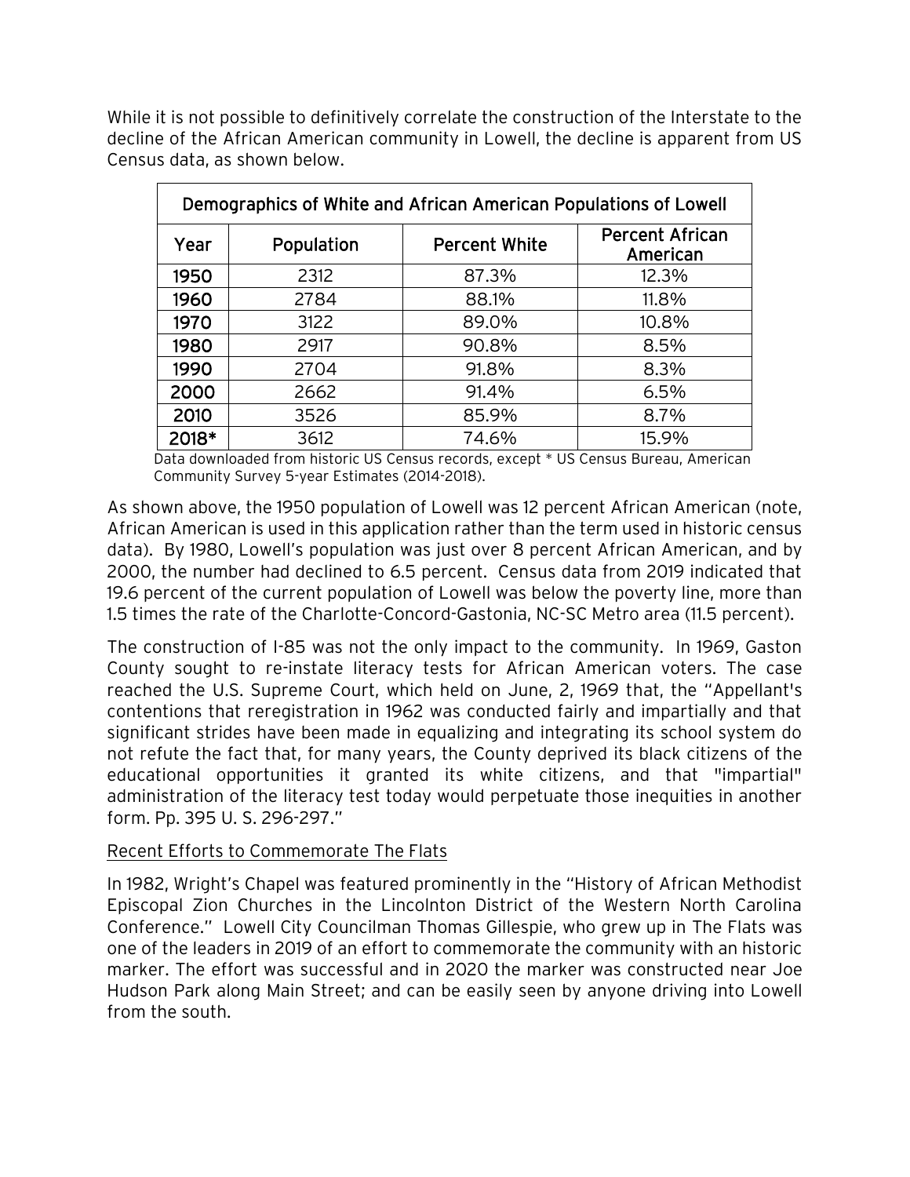While it is not possible to definitively correlate the construction of the Interstate to the decline of the African American community in Lowell, the decline is apparent from US Census data, as shown below.

| Demographics of White and African American Populations of Lowell | | | |
|---|---|---|---|
| Year | Population | Percent White | Percent African American |
| 1950 | 2312 | 87.3% | 12.3% |
| 1960 | 2784 | 88.1% | 11.8% |
| 1970 | 3122 | 89.0% | 10.8% |
| 1980 | 2917 | 90.8% | 8.5% |
| 1990 | 2704 | 91.8% | 8.3% |
| 2000 | 2662 | 91.4% | 6.5% |
| 2010 | 3526 | 85.9% | 8.7% |
| 2018* | 3612 | 74.6% | 15.9% |

Data downloaded from historic US Census records, except * US Census Bureau, American Community Survey 5-year Estimates (2014-2018).

As shown above, the 1950 population of Lowell was 12 percent African American (note, African American is used in this application rather than the term used in historic census data). By 1980, Lowell's population was just over 8 percent African American, and by 2000, the number had declined to 6.5 percent. Census data from 2019 indicated that 19.6 percent of the current population of Lowell was below the poverty line, more than 1.5 times the rate of the Charlotte-Concord-Gastonia, NC-SC Metro area (11.5 percent).

The construction of I-85 was not the only impact to the community. In 1969, Gaston County sought to re-instate literacy tests for African American voters. The case reached the U.S. Supreme Court, which held on June, 2, 1969 that, the "Appellant's contentions that reregistration in 1962 was conducted fairly and impartially and that significant strides have been made in equalizing and integrating its school system do not refute the fact that, for many years, the County deprived its black citizens of the educational opportunities it granted its white citizens, and that "impartial" administration of the literacy test today would perpetuate those inequities in another form. Pp. 395 U. S. 296-297."

## Recent Efforts to Commemorate The Flats

In 1982, Wright's Chapel was featured prominently in the "History of African Methodist Episcopal Zion Churches in the Lincolnton District of the Western North Carolina Conference." Lowell City Councilman Thomas Gillespie, who grew up in The Flats was one of the leaders in 2019 of an effort to commemorate the community with an historic marker. The effort was successful and in 2020 the marker was constructed near Joe Hudson Park along Main Street; and can be easily seen by anyone driving into Lowell from the south.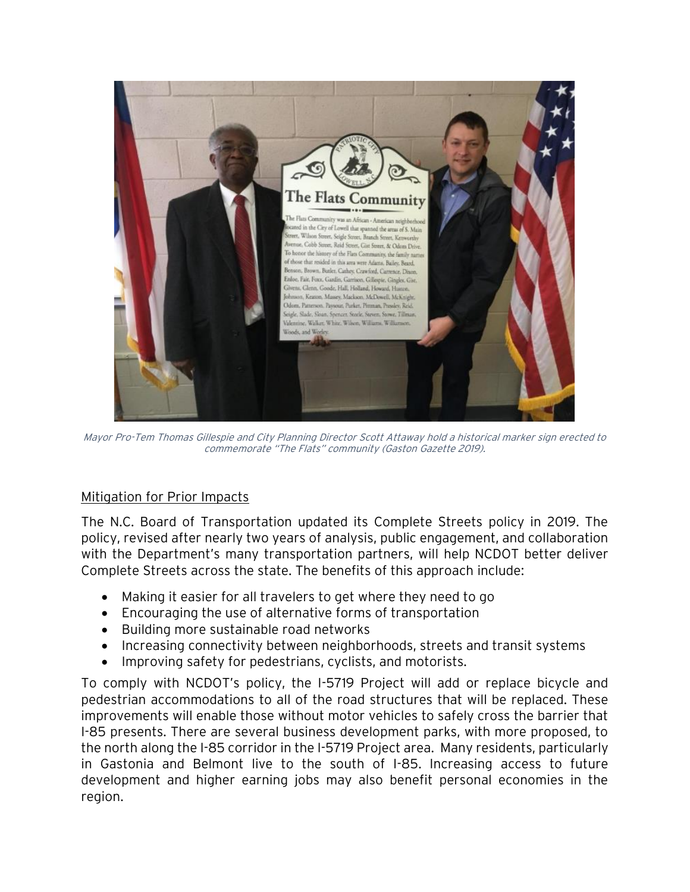Mayor Pro-Tem Thomas Gillespie and City Planning Director Scott Attaway hold a historical marker sign erected to commemorate "The Flats" community (Gaston Gazette 2019).

## Mitigation for Prior Impacts

The N.C. Board of Transportation updated its Complete Streets policy in 2019. The policy, revised after nearly two years of analysis, public engagement, and collaboration with the Department's many transportation partners, will help NCDOT better deliver Complete Streets across the state. The benefits of this approach include:

- Making it easier for all travelers to get where they need to go
- Encouraging the use of alternative forms of transportation
- Building more sustainable road networks
- Increasing connectivity between neighborhoods, streets and transit systems
- Improving safety for pedestrians, cyclists, and motorists.

To comply with NCDOT's policy, the I-5719 Project will add or replace bicycle and pedestrian accommodations to all of the road structures that will be replaced. These improvements will enable those without motor vehicles to safely cross the barrier that I-85 presents. There are several business development parks, with more proposed, to the north along the I-85 corridor in the I-5719 Project area. Many residents, particularly in Gastonia and Belmont live to the south of I-85. Increasing access to future development and higher earning jobs may also benefit personal economies in the region.